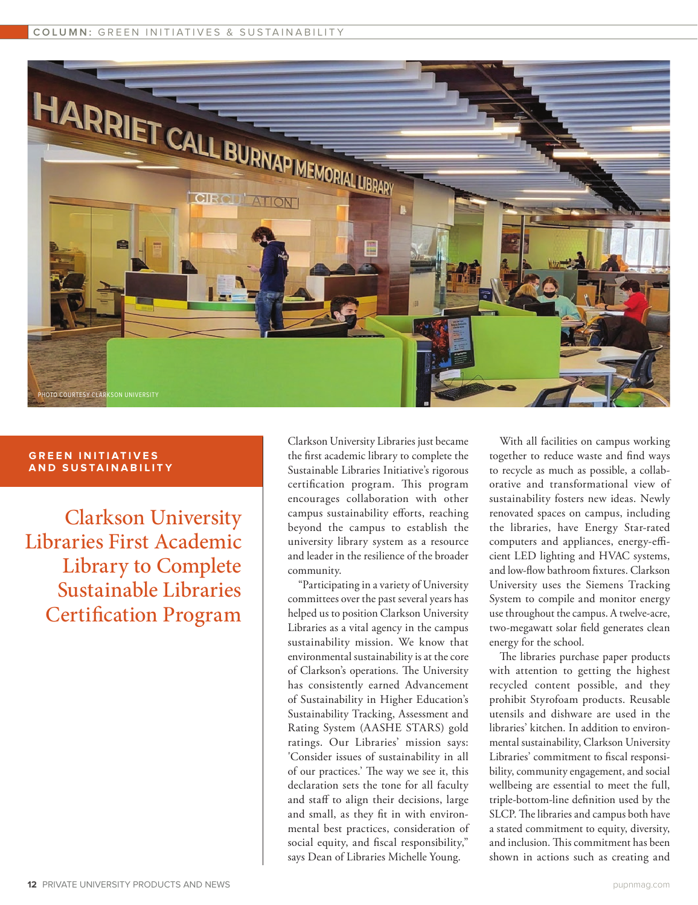PHOTO COURTESY CLARKSON UNIVERSITY

GREEN INITIATIVES AND SUSTAINABILITY

# Clarkson University Libraries First Academic Library to Complete Sustainable Libraries Certification Program

Clarkson University Libraries just became the first academic library to complete the Sustainable Libraries Initiative's rigorous certification program. This program encourages collaboration with other campus sustainability efforts, reaching beyond the campus to establish the university library system as a resource and leader in the resilience of the broader community.

"Participating in a variety of University committees over the past several years has helped us to position Clarkson University Libraries as a vital agency in the campus sustainability mission. We know that environmental sustainability is at the core of Clarkson's operations. The University has consistently earned Advancement of Sustainability in Higher Education's Sustainability Tracking, Assessment and Rating System (AASHE STARS) gold ratings. Our Libraries' mission says: 'Consider issues of sustainability in all of our practices.' The way we see it, this declaration sets the tone for all faculty and staff to align their decisions, large and small, as they fit in with environmental best practices, consideration of social equity, and fiscal responsibility," says Dean of Libraries Michelle Young.

With all facilities on campus working together to reduce waste and find ways to recycle as much as possible, a collaborative and transformational view of sustainability fosters new ideas. Newly renovated spaces on campus, including the libraries, have Energy Star-rated computers and appliances, energy-efficient LED lighting and HVAC systems, and low-flow bathroom fixtures. Clarkson University uses the Siemens Tracking System to compile and monitor energy use throughout the campus. A twelve-acre, two-megawatt solar field generates clean energy for the school.

The libraries purchase paper products with attention to getting the highest recycled content possible, and they prohibit Styrofoam products. Reusable utensils and dishware are used in the libraries' kitchen. In addition to environmental sustainability, Clarkson University Libraries' commitment to fiscal responsibility, community engagement, and social wellbeing are essential to meet the full, triple-bottom-line definition used by the SLCP. The libraries and campus both have a stated commitment to equity, diversity, and inclusion. This commitment has been shown in actions such as creating and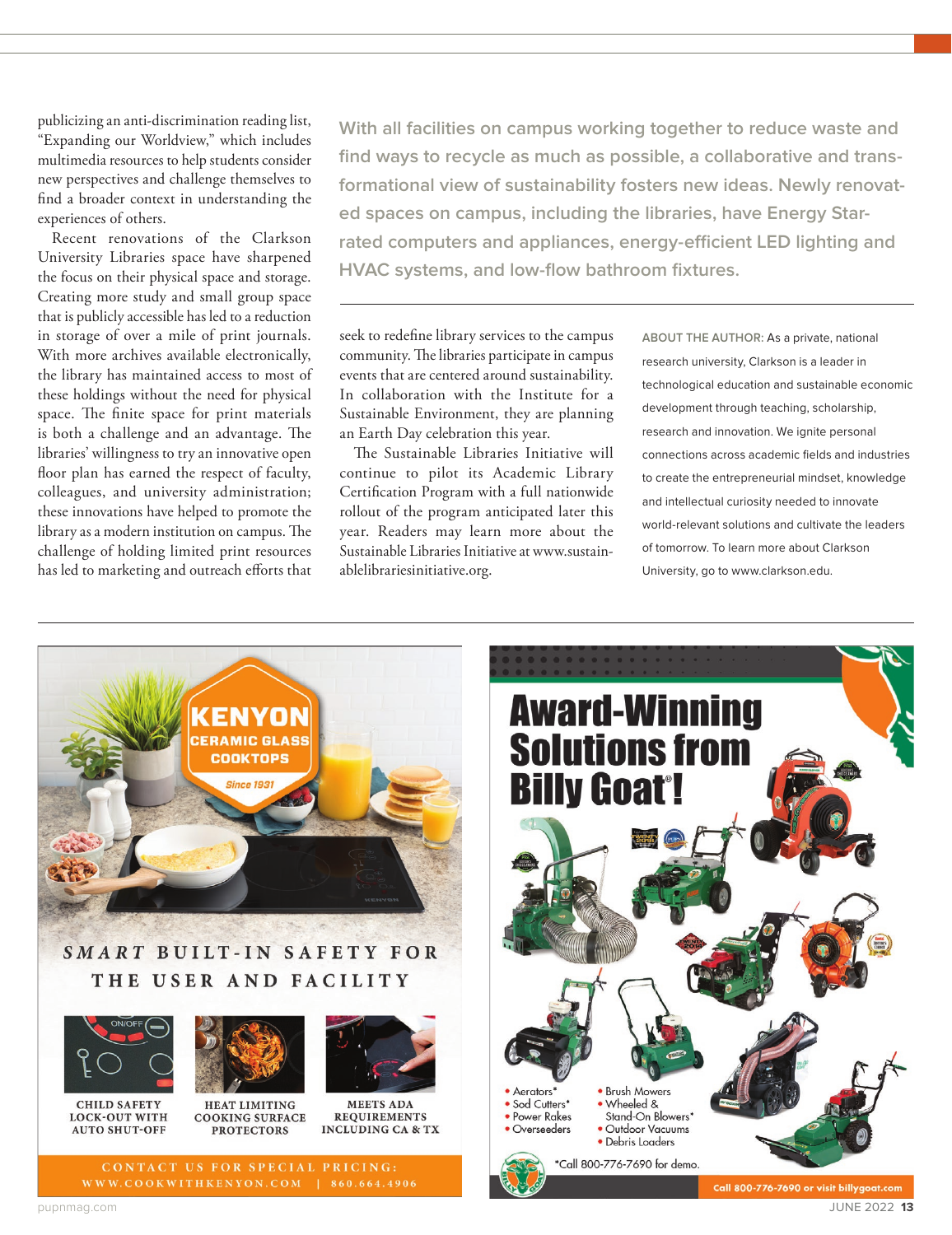publicizing an anti-discrimination reading list, "Expanding our Worldview," which includes multimedia resources to help students consider new perspectives and challenge themselves to find a broader context in understanding the experiences of others.

Recent renovations of the Clarkson University Libraries space have sharpened the focus on their physical space and storage. Creating more study and small group space that is publicly accessible has led to a reduction in storage of over a mile of print journals. With more archives available electronically, the library has maintained access to most of these holdings without the need for physical space. The finite space for print materials is both a challenge and an advantage. The libraries' willingness to try an innovative open floor plan has earned the respect of faculty, colleagues, and university administration; these innovations have helped to promote the library as a modern institution on campus. The challenge of holding limited print resources has led to marketing and outreach efforts that seek to redefine library services to the campus community. The libraries participate in campus events that are centered around sustainability. In collaboration with the Institute for a Sustainable Environment, they are planning an Earth Day celebration this year.

> With all facilities on campus working together to reduce waste and find ways to recycle as much as possible, a collaborative and transformational view of sustainability fosters new ideas. Newly renovated spaces on campus, including the libraries, have Energy Star-rated computers and appliances, energy-efficient LED lighting and HVAC systems, and low-flow bathroom fixtures.

The Sustainable Libraries Initiative will continue to pilot its Academic Library Certification Program with a full nationwide rollout of the program anticipated later this year. Readers may learn more about the Sustainable Libraries Initiative at www.sustainablelibrariesinitiative.org.

ABOUT THE AUTHOR: As a private, national research university, Clarkson is a leader in technological education and sustainable economic development through teaching, scholarship, research and innovation. We ignite personal connections across academic fields and industries to create the entrepreneurial mindset, knowledge and intellectual curiosity needed to innovate world-relevant solutions and cultivate the leaders of tomorrow. To learn more about Clarkson University, go to www.clarkson.edu.

KENYON CERAMIC GLASS COOKTOPS

Since 1931

*SMART* BUILT-IN SAFETY FOR THE USER AND FACILITY

CHILD SAFETY LOCK-OUT WITH AUTO SHUT-OFF

HEAT LIMITING COOKING SURFACE PROTECTORS

MEETS ADA REQUIREMENTS INCLUDING CA & TX

CONTACT US FOR SPECIAL PRICING: WWW.COOKWITHKENYON.COM | 860.664.4906

# Award-Winning Solutions from Billy Goat®!

- Aerators*
- Sod Cutters*
- Power Rakes
- Overseeders
- Brush Mowers
- Wheeled & Stand-On Blowers*
- Outdoor Vacuums
- Debris Loaders

*Call 800-776-7690 for demo.

Call 800-776-7690 or visit billygoat.com